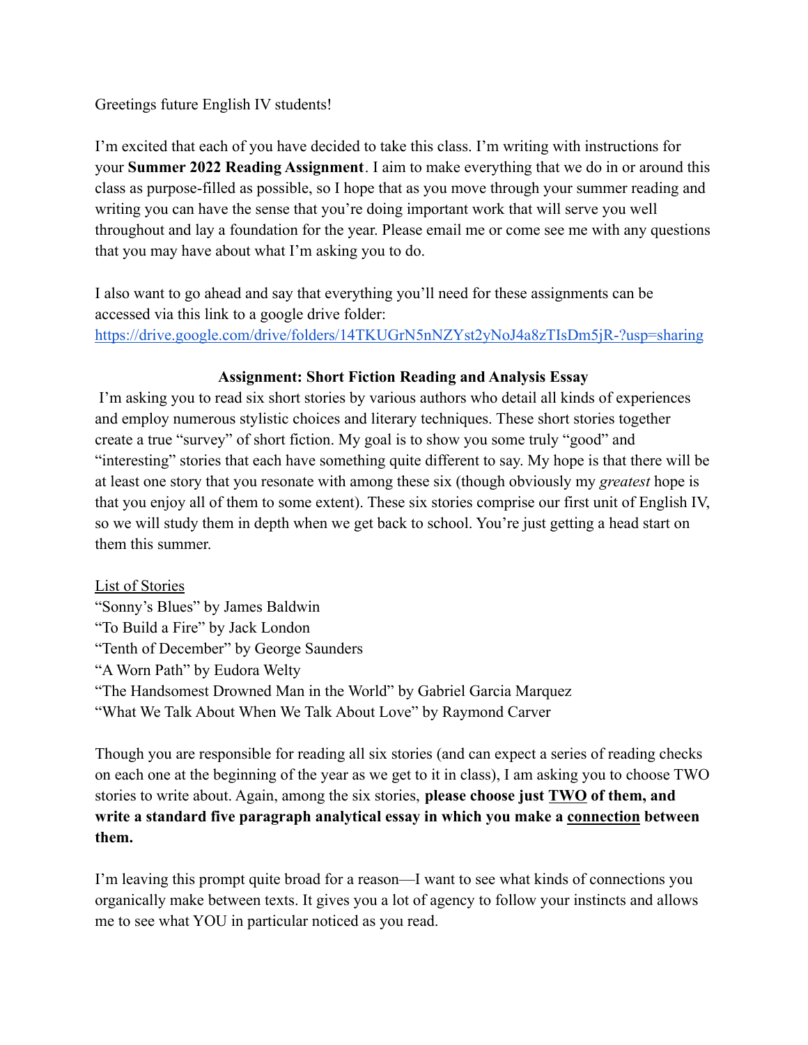Greetings future English IV students!

I'm excited that each of you have decided to take this class. I'm writing with instructions for your **Summer 2022 Reading Assignment**. I aim to make everything that we do in or around this class as purpose-filled as possible, so I hope that as you move through your summer reading and writing you can have the sense that you're doing important work that will serve you well throughout and lay a foundation for the year. Please email me or come see me with any questions that you may have about what I'm asking you to do.

I also want to go ahead and say that everything you'll need for these assignments can be accessed via this link to a google drive folder: https://drive.google.com/drive/folders/14TKUGrN5nNZYst2yNoJ4a8zTIsDm5jR-?usp=sharing

**Assignment: Short Fiction Reading and Analysis Essay**

I'm asking you to read six short stories by various authors who detail all kinds of experiences and employ numerous stylistic choices and literary techniques. These short stories together create a true "survey" of short fiction. My goal is to show you some truly "good" and "interesting" stories that each have something quite different to say. My hope is that there will be at least one story that you resonate with among these six (though obviously my *greatest* hope is that you enjoy all of them to some extent). These six stories comprise our first unit of English IV, so we will study them in depth when we get back to school. You're just getting a head start on them this summer.

<u>List of Stories</u>

"Sonny's Blues" by James Baldwin
"To Build a Fire" by Jack London
"Tenth of December" by George Saunders
"A Worn Path" by Eudora Welty
"The Handsomest Drowned Man in the World" by Gabriel Garcia Marquez
"What We Talk About When We Talk About Love" by Raymond Carver

Though you are responsible for reading all six stories (and can expect a series of reading checks on each one at the beginning of the year as we get to it in class), I am asking you to choose TWO stories to write about. Again, among the six stories, **please choose just <u>TWO</u> of them, and write a standard five paragraph analytical essay in which you make a <u>connection</u> between them.**

I'm leaving this prompt quite broad for a reason—I want to see what kinds of connections you organically make between texts. It gives you a lot of agency to follow your instincts and allows me to see what YOU in particular noticed as you read.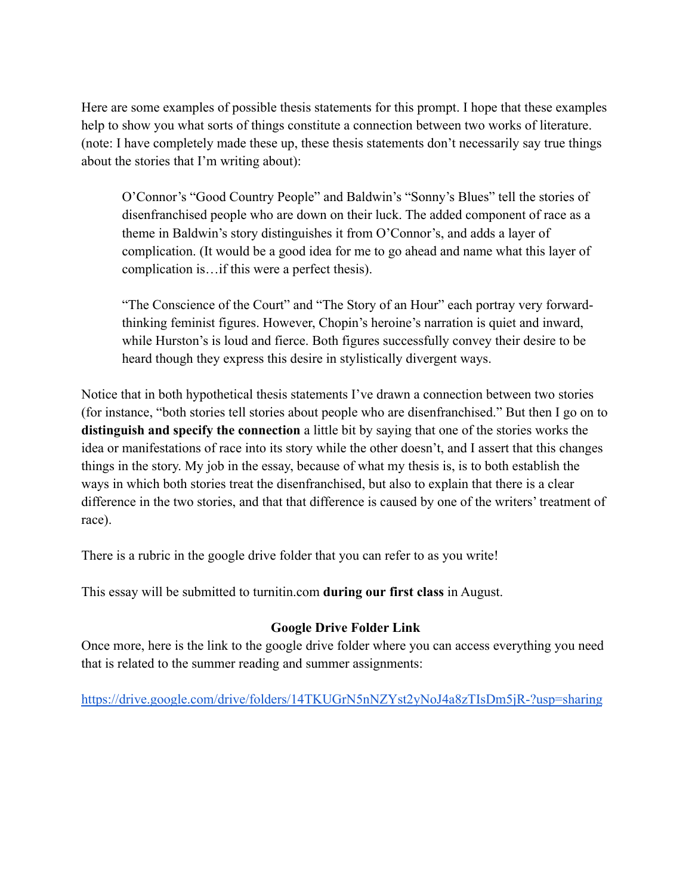Here are some examples of possible thesis statements for this prompt. I hope that these examples help to show you what sorts of things constitute a connection between two works of literature. (note: I have completely made these up, these thesis statements don't necessarily say true things about the stories that I'm writing about):

> O'Connor's "Good Country People" and Baldwin's "Sonny's Blues" tell the stories of disenfranchised people who are down on their luck. The added component of race as a theme in Baldwin's story distinguishes it from O'Connor's, and adds a layer of complication. (It would be a good idea for me to go ahead and name what this layer of complication is…if this were a perfect thesis).
>
> "The Conscience of the Court" and "The Story of an Hour" each portray very forward-thinking feminist figures. However, Chopin's heroine's narration is quiet and inward, while Hurston's is loud and fierce. Both figures successfully convey their desire to be heard though they express this desire in stylistically divergent ways.

Notice that in both hypothetical thesis statements I've drawn a connection between two stories (for instance, "both stories tell stories about people who are disenfranchised." But then I go on to **distinguish and specify the connection** a little bit by saying that one of the stories works the idea or manifestations of race into its story while the other doesn't, and I assert that this changes things in the story. My job in the essay, because of what my thesis is, is to both establish the ways in which both stories treat the disenfranchised, but also to explain that there is a clear difference in the two stories, and that that difference is caused by one of the writers' treatment of race).

There is a rubric in the google drive folder that you can refer to as you write!

This essay will be submitted to turnitin.com **during our first class** in August.

**Google Drive Folder Link**

Once more, here is the link to the google drive folder where you can access everything you need that is related to the summer reading and summer assignments:

https://drive.google.com/drive/folders/14TKUGrN5nNZYst2yNoJ4a8zTIsDm5jR-?usp=sharing